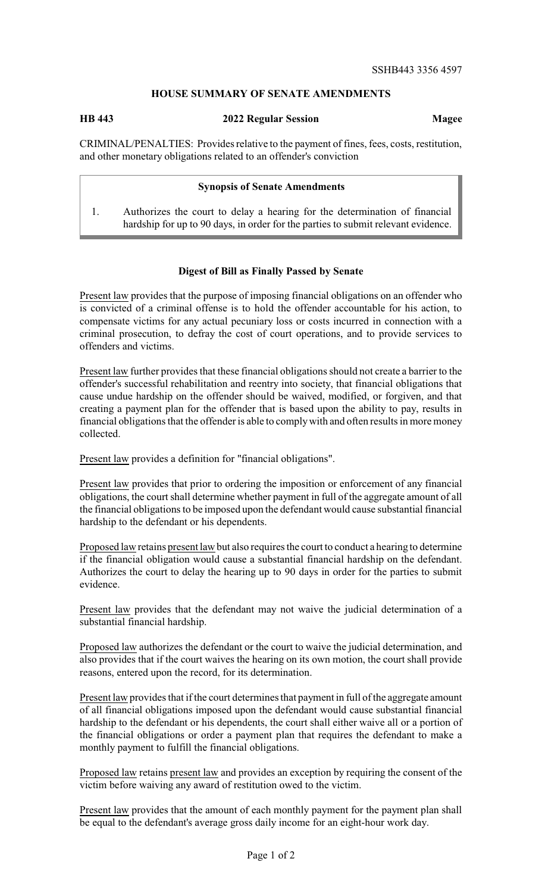SSHB443 3356 4597

## HOUSE SUMMARY OF SENATE AMENDMENTS

**HB 443** **2022 Regular Session** **Magee**

CRIMINAL/PENALTIES: Provides relative to the payment of fines, fees, costs, restitution, and other monetary obligations related to an offender's conviction

### Synopsis of Senate Amendments

1. Authorizes the court to delay a hearing for the determination of financial hardship for up to 90 days, in order for the parties to submit relevant evidence.

### Digest of Bill as Finally Passed by Senate

Present law provides that the purpose of imposing financial obligations on an offender who is convicted of a criminal offense is to hold the offender accountable for his action, to compensate victims for any actual pecuniary loss or costs incurred in connection with a criminal prosecution, to defray the cost of court operations, and to provide services to offenders and victims.

Present law further provides that these financial obligations should not create a barrier to the offender's successful rehabilitation and reentry into society, that financial obligations that cause undue hardship on the offender should be waived, modified, or forgiven, and that creating a payment plan for the offender that is based upon the ability to pay, results in financial obligations that the offender is able to comply with and often results in more money collected.

Present law provides a definition for "financial obligations".

Present law provides that prior to ordering the imposition or enforcement of any financial obligations, the court shall determine whether payment in full of the aggregate amount of all the financial obligations to be imposed upon the defendant would cause substantial financial hardship to the defendant or his dependents.

Proposed law retains present law but also requires the court to conduct a hearing to determine if the financial obligation would cause a substantial financial hardship on the defendant. Authorizes the court to delay the hearing up to 90 days in order for the parties to submit evidence.

Present law provides that the defendant may not waive the judicial determination of a substantial financial hardship.

Proposed law authorizes the defendant or the court to waive the judicial determination, and also provides that if the court waives the hearing on its own motion, the court shall provide reasons, entered upon the record, for its determination.

Present law provides that if the court determines that payment in full of the aggregate amount of all financial obligations imposed upon the defendant would cause substantial financial hardship to the defendant or his dependents, the court shall either waive all or a portion of the financial obligations or order a payment plan that requires the defendant to make a monthly payment to fulfill the financial obligations.

Proposed law retains present law and provides an exception by requiring the consent of the victim before waiving any award of restitution owed to the victim.

Present law provides that the amount of each monthly payment for the payment plan shall be equal to the defendant's average gross daily income for an eight-hour work day.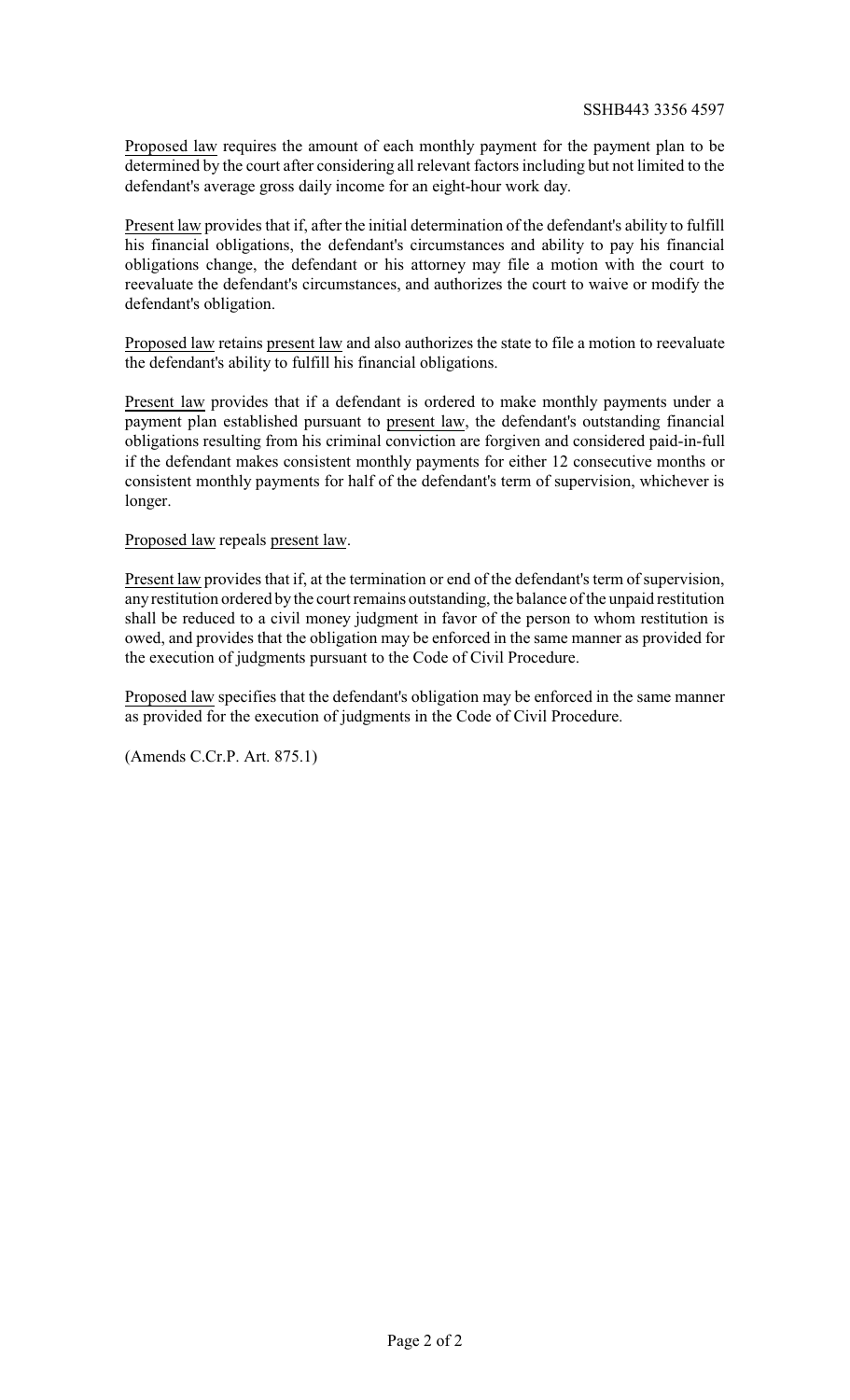Proposed law requires the amount of each monthly payment for the payment plan to be determined by the court after considering all relevant factors including but not limited to the defendant's average gross daily income for an eight-hour work day.

Present law provides that if, after the initial determination of the defendant's ability to fulfill his financial obligations, the defendant's circumstances and ability to pay his financial obligations change, the defendant or his attorney may file a motion with the court to reevaluate the defendant's circumstances, and authorizes the court to waive or modify the defendant's obligation.

Proposed law retains present law and also authorizes the state to file a motion to reevaluate the defendant's ability to fulfill his financial obligations.

Present law provides that if a defendant is ordered to make monthly payments under a payment plan established pursuant to present law, the defendant's outstanding financial obligations resulting from his criminal conviction are forgiven and considered paid-in-full if the defendant makes consistent monthly payments for either 12 consecutive months or consistent monthly payments for half of the defendant's term of supervision, whichever is longer.

Proposed law repeals present law.

Present law provides that if, at the termination or end of the defendant's term of supervision, any restitution ordered by the court remains outstanding, the balance of the unpaid restitution shall be reduced to a civil money judgment in favor of the person to whom restitution is owed, and provides that the obligation may be enforced in the same manner as provided for the execution of judgments pursuant to the Code of Civil Procedure.

Proposed law specifies that the defendant's obligation may be enforced in the same manner as provided for the execution of judgments in the Code of Civil Procedure.

(Amends C.Cr.P. Art. 875.1)